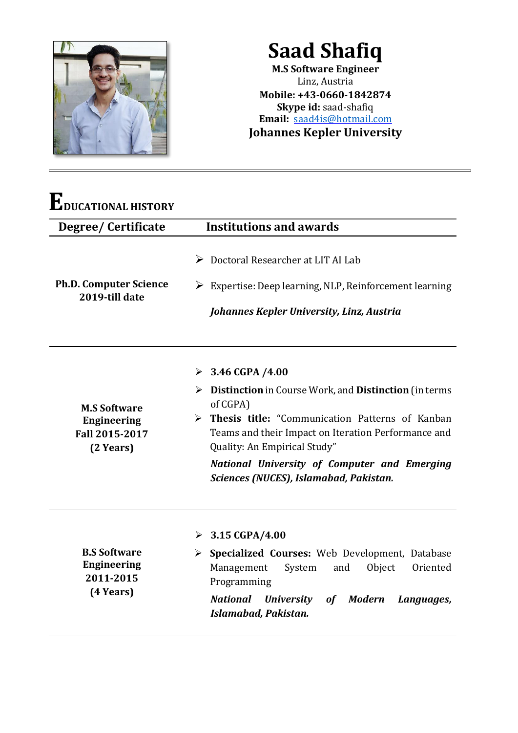# Saad Shafiq

**M.S Software Engineer**
Linz, Austria
**Mobile: +43-0660-1842874**
**Skype id:** saad-shafiq
**Email:** saad4is@hotmail.com
**Johannes Kepler University**

---

## EDUCATIONAL HISTORY

| Degree/ Certificate | Institutions and awards |
|---|---|
| **Ph.D. Computer Science 2019-till date** | ➢ Doctoral Researcher at LIT AI Lab<br>➢ Expertise: Deep learning, NLP, Reinforcement learning<br>***Johannes Kepler University, Linz, Austria*** |
| **M.S Software Engineering Fall 2015-2017 (2 Years)** | ➢ **3.46 CGPA /4.00**<br>➢ **Distinction** in Course Work, and **Distinction** (in terms of CGPA)<br>➢ **Thesis title:** "Communication Patterns of Kanban Teams and their Impact on Iteration Performance and Quality: An Empirical Study"<br>***National University of Computer and Emerging Sciences (NUCES), Islamabad, Pakistan.*** |
| **B.S Software Engineering 2011-2015 (4 Years)** | ➢ **3.15 CGPA/4.00**<br>➢ **Specialized Courses:** Web Development, Database Management System and Object Oriented Programming<br>***National University of Modern Languages, Islamabad, Pakistan.*** |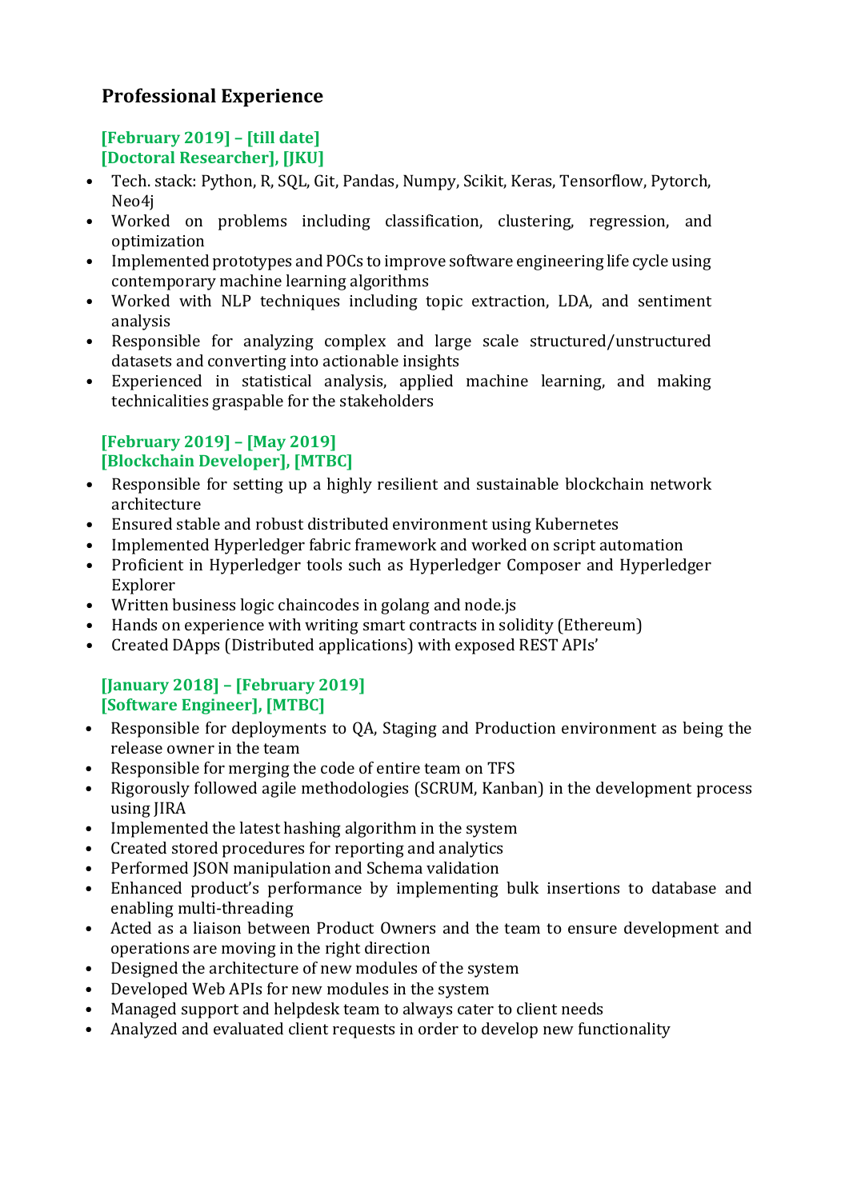## Professional Experience

**[February 2019] – [till date]**
**[Doctoral Researcher], [JKU]**

- Tech. stack: Python, R, SQL, Git, Pandas, Numpy, Scikit, Keras, Tensorflow, Pytorch, Neo4j
- Worked on problems including classification, clustering, regression, and optimization
- Implemented prototypes and POCs to improve software engineering life cycle using contemporary machine learning algorithms
- Worked with NLP techniques including topic extraction, LDA, and sentiment analysis
- Responsible for analyzing complex and large scale structured/unstructured datasets and converting into actionable insights
- Experienced in statistical analysis, applied machine learning, and making technicalities graspable for the stakeholders

**[February 2019] – [May 2019]**
**[Blockchain Developer], [MTBC]**

- Responsible for setting up a highly resilient and sustainable blockchain network architecture
- Ensured stable and robust distributed environment using Kubernetes
- Implemented Hyperledger fabric framework and worked on script automation
- Proficient in Hyperledger tools such as Hyperledger Composer and Hyperledger Explorer
- Written business logic chaincodes in golang and node.js
- Hands on experience with writing smart contracts in solidity (Ethereum)
- Created DApps (Distributed applications) with exposed REST APIs'

**[January 2018] – [February 2019]**
**[Software Engineer], [MTBC]**

- Responsible for deployments to QA, Staging and Production environment as being the release owner in the team
- Responsible for merging the code of entire team on TFS
- Rigorously followed agile methodologies (SCRUM, Kanban) in the development process using JIRA
- Implemented the latest hashing algorithm in the system
- Created stored procedures for reporting and analytics
- Performed JSON manipulation and Schema validation
- Enhanced product's performance by implementing bulk insertions to database and enabling multi-threading
- Acted as a liaison between Product Owners and the team to ensure development and operations are moving in the right direction
- Designed the architecture of new modules of the system
- Developed Web APIs for new modules in the system
- Managed support and helpdesk team to always cater to client needs
- Analyzed and evaluated client requests in order to develop new functionality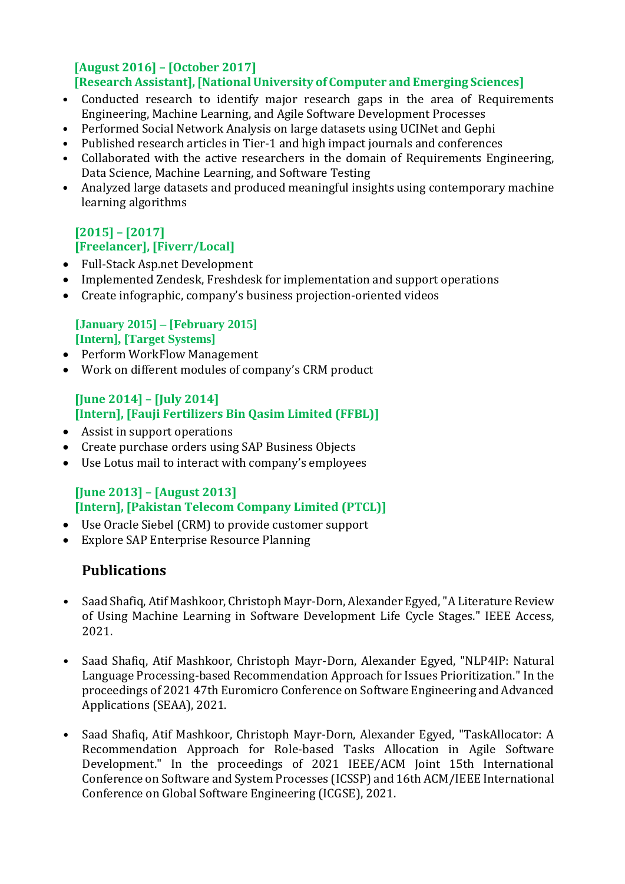**[August 2016] – [October 2017]**
**[Research Assistant], [National University of Computer and Emerging Sciences]**

- Conducted research to identify major research gaps in the area of Requirements Engineering, Machine Learning, and Agile Software Development Processes
- Performed Social Network Analysis on large datasets using UCINet and Gephi
- Published research articles in Tier-1 and high impact journals and conferences
- Collaborated with the active researchers in the domain of Requirements Engineering, Data Science, Machine Learning, and Software Testing
- Analyzed large datasets and produced meaningful insights using contemporary machine learning algorithms

**[2015] – [2017]**
**[Freelancer], [Fiverr/Local]**

- Full-Stack Asp.net Development
- Implemented Zendesk, Freshdesk for implementation and support operations
- Create infographic, company's business projection-oriented videos

**[January 2015] – [February 2015]**
**[Intern], [Target Systems]**

- Perform WorkFlow Management
- Work on different modules of company's CRM product

**[June 2014] – [July 2014]**
**[Intern], [Fauji Fertilizers Bin Qasim Limited (FFBL)]**

- Assist in support operations
- Create purchase orders using SAP Business Objects
- Use Lotus mail to interact with company's employees

**[June 2013] – [August 2013]**
**[Intern], [Pakistan Telecom Company Limited (PTCL)]**

- Use Oracle Siebel (CRM) to provide customer support
- Explore SAP Enterprise Resource Planning

## Publications

- Saad Shafiq, Atif Mashkoor, Christoph Mayr-Dorn, Alexander Egyed, "A Literature Review of Using Machine Learning in Software Development Life Cycle Stages." IEEE Access, 2021.

- Saad Shafiq, Atif Mashkoor, Christoph Mayr-Dorn, Alexander Egyed, "NLP4IP: Natural Language Processing-based Recommendation Approach for Issues Prioritization." In the proceedings of 2021 47th Euromicro Conference on Software Engineering and Advanced Applications (SEAA), 2021.

- Saad Shafiq, Atif Mashkoor, Christoph Mayr-Dorn, Alexander Egyed, "TaskAllocator: A Recommendation Approach for Role-based Tasks Allocation in Agile Software Development." In the proceedings of 2021 IEEE/ACM Joint 15th International Conference on Software and System Processes (ICSSP) and 16th ACM/IEEE International Conference on Global Software Engineering (ICGSE), 2021.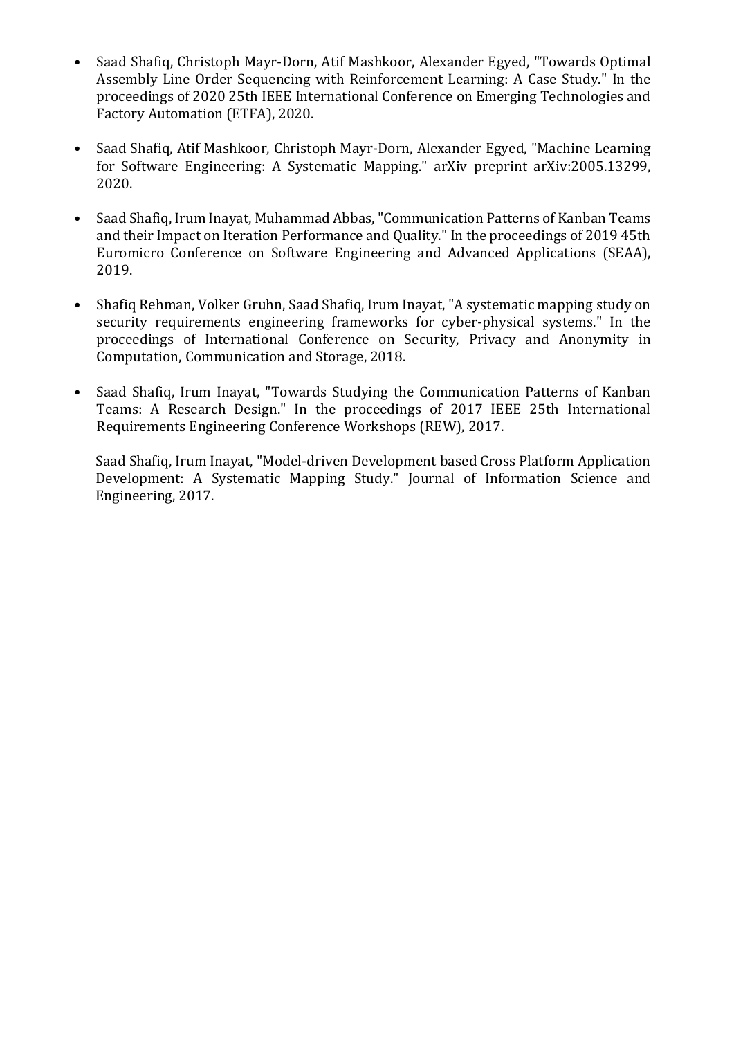- Saad Shafiq, Christoph Mayr-Dorn, Atif Mashkoor, Alexander Egyed, "Towards Optimal Assembly Line Order Sequencing with Reinforcement Learning: A Case Study." In the proceedings of 2020 25th IEEE International Conference on Emerging Technologies and Factory Automation (ETFA), 2020.

- Saad Shafiq, Atif Mashkoor, Christoph Mayr-Dorn, Alexander Egyed, "Machine Learning for Software Engineering: A Systematic Mapping." arXiv preprint arXiv:2005.13299, 2020.

- Saad Shafiq, Irum Inayat, Muhammad Abbas, "Communication Patterns of Kanban Teams and their Impact on Iteration Performance and Quality." In the proceedings of 2019 45th Euromicro Conference on Software Engineering and Advanced Applications (SEAA), 2019.

- Shafiq Rehman, Volker Gruhn, Saad Shafiq, Irum Inayat, "A systematic mapping study on security requirements engineering frameworks for cyber-physical systems." In the proceedings of International Conference on Security, Privacy and Anonymity in Computation, Communication and Storage, 2018.

- Saad Shafiq, Irum Inayat, "Towards Studying the Communication Patterns of Kanban Teams: A Research Design." In the proceedings of 2017 IEEE 25th International Requirements Engineering Conference Workshops (REW), 2017.

  Saad Shafiq, Irum Inayat, "Model-driven Development based Cross Platform Application Development: A Systematic Mapping Study." Journal of Information Science and Engineering, 2017.